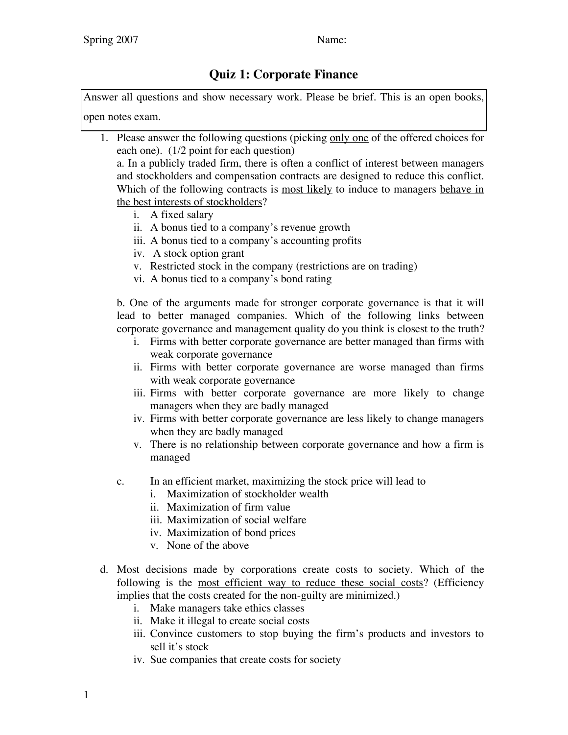Spring 2007 Name:

# Quiz 1: Corporate Finance

Answer all questions and show necessary work. Please be brief. This is an open books, open notes exam.

1. Please answer the following questions (picking only one of the offered choices for each one). (1/2 point for each question)

   a. In a publicly traded firm, there is often a conflict of interest between managers and stockholders and compensation contracts are designed to reduce this conflict. Which of the following contracts is most likely to induce to managers behave in the best interests of stockholders?
      i. A fixed salary
      ii. A bonus tied to a company's revenue growth
      iii. A bonus tied to a company's accounting profits
      iv. A stock option grant
      v. Restricted stock in the company (restrictions are on trading)
      vi. A bonus tied to a company's bond rating

   b. One of the arguments made for stronger corporate governance is that it will lead to better managed companies. Which of the following links between corporate governance and management quality do you think is closest to the truth?
      i. Firms with better corporate governance are better managed than firms with weak corporate governance
      ii. Firms with better corporate governance are worse managed than firms with weak corporate governance
      iii. Firms with better corporate governance are more likely to change managers when they are badly managed
      iv. Firms with better corporate governance are less likely to change managers when they are badly managed
      v. There is no relationship between corporate governance and how a firm is managed

   c. In an efficient market, maximizing the stock price will lead to
      i. Maximization of stockholder wealth
      ii. Maximization of firm value
      iii. Maximization of social welfare
      iv. Maximization of bond prices
      v. None of the above

   d. Most decisions made by corporations create costs to society. Which of the following is the most efficient way to reduce these social costs? (Efficiency implies that the costs created for the non-guilty are minimized.)
      i. Make managers take ethics classes
      ii. Make it illegal to create social costs
      iii. Convince customers to stop buying the firm's products and investors to sell it's stock
      iv. Sue companies that create costs for society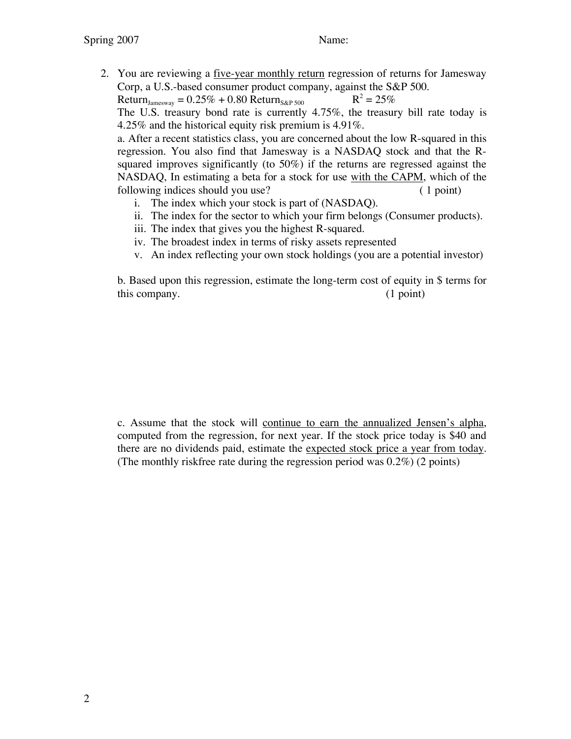2. You are reviewing a five-year monthly return regression of returns for Jamesway Corp, a U.S.-based consumer product company, against the S&P 500.

   $Return_{Jamesway} = 0.25\% + 0.80\ Return_{S\&P\ 500}$  $R^2 = 25\%$

   The U.S. treasury bond rate is currently 4.75%, the treasury bill rate today is 4.25% and the historical equity risk premium is 4.91%.

   a. After a recent statistics class, you are concerned about the low R-squared in this regression. You also find that Jamesway is a NASDAQ stock and that the R-squared improves significantly (to 50%) if the returns are regressed against the NASDAQ, In estimating a beta for a stock for use with the CAPM, which of the following indices should you use? ( 1 point)

   i. The index which your stock is part of (NASDAQ).
   ii. The index for the sector to which your firm belongs (Consumer products).
   iii. The index that gives you the highest R-squared.
   iv. The broadest index in terms of risky assets represented
   v. An index reflecting your own stock holdings (you are a potential investor)

   b. Based upon this regression, estimate the long-term cost of equity in $ terms for this company. (1 point)

   c. Assume that the stock will continue to earn the annualized Jensen's alpha, computed from the regression, for next year. If the stock price today is $40 and there are no dividends paid, estimate the expected stock price a year from today. (The monthly riskfree rate during the regression period was 0.2%) (2 points)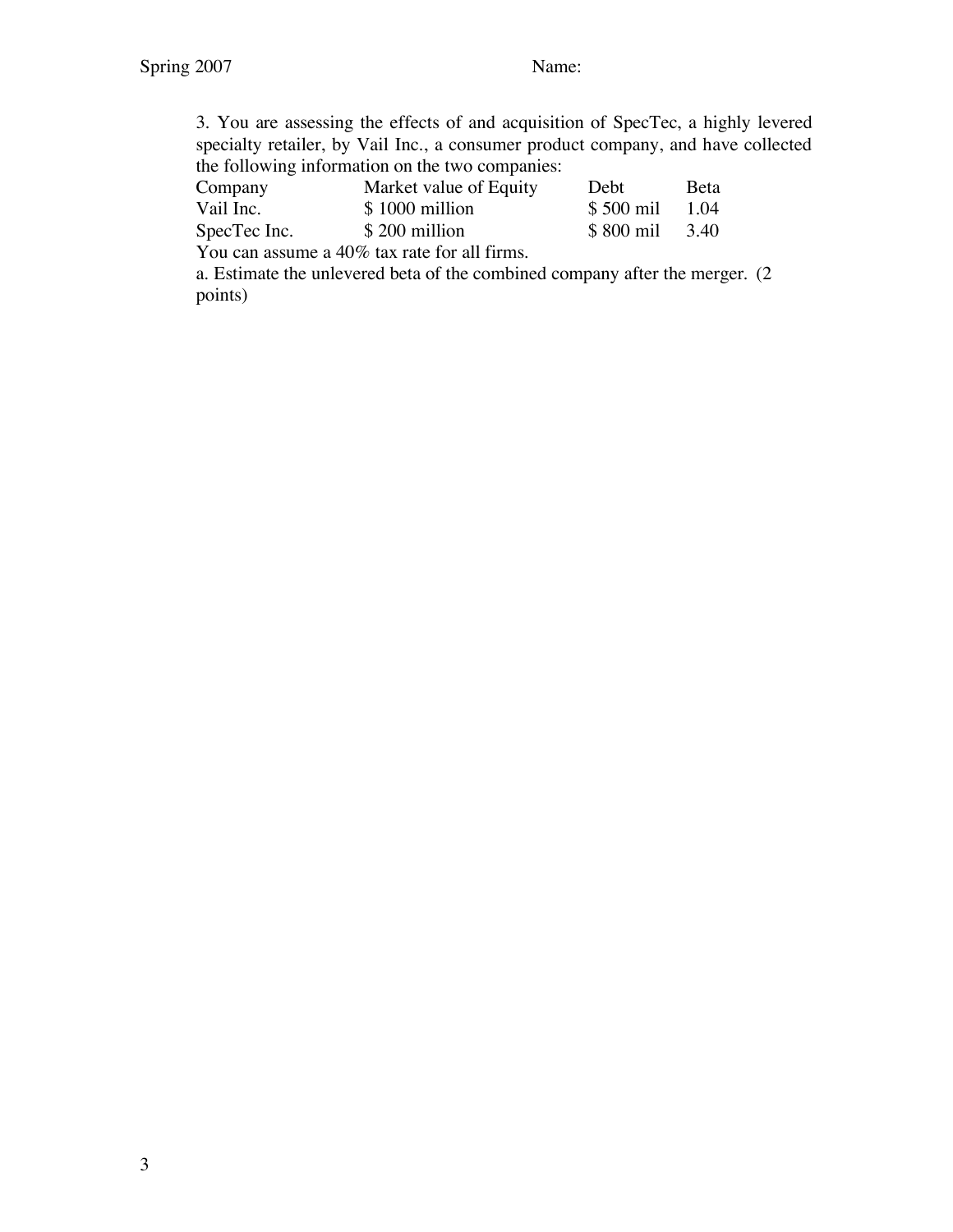3. You are assessing the effects of and acquisition of SpecTec, a highly levered specialty retailer, by Vail Inc., a consumer product company, and have collected the following information on the two companies:

| Company | Market value of Equity | Debt | Beta |
|---|---|---|---|
| Vail Inc. | $ 1000 million | $ 500 mil | 1.04 |
| SpecTec Inc. | $ 200 million | $ 800 mil | 3.40 |

You can assume a 40% tax rate for all firms.

a. Estimate the unlevered beta of the combined company after the merger. (2 points)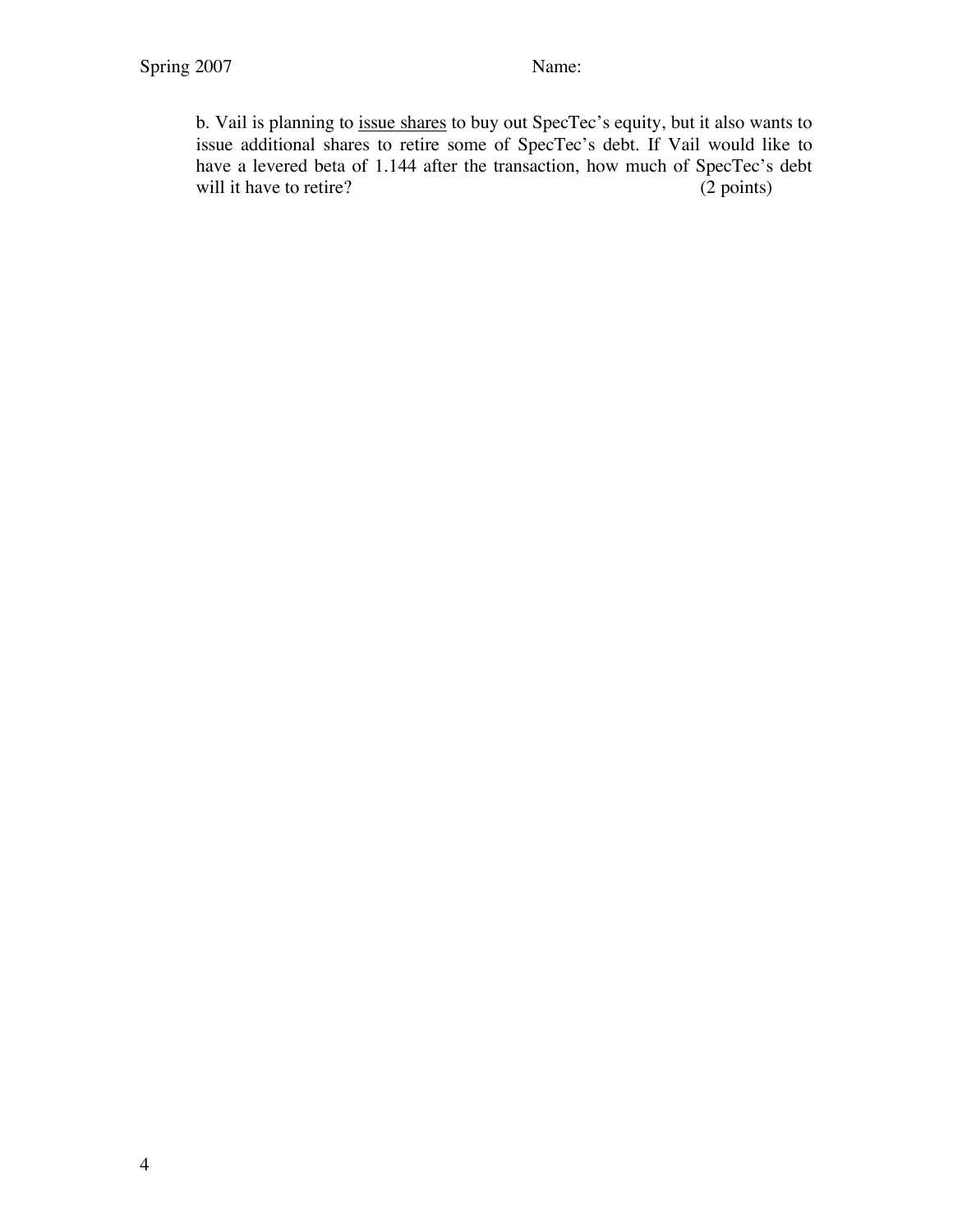b. Vail is planning to <u>issue shares</u> to buy out SpecTec's equity, but it also wants to issue additional shares to retire some of SpecTec's debt. If Vail would like to have a levered beta of 1.144 after the transaction, how much of SpecTec's debt will it have to retire? (2 points)